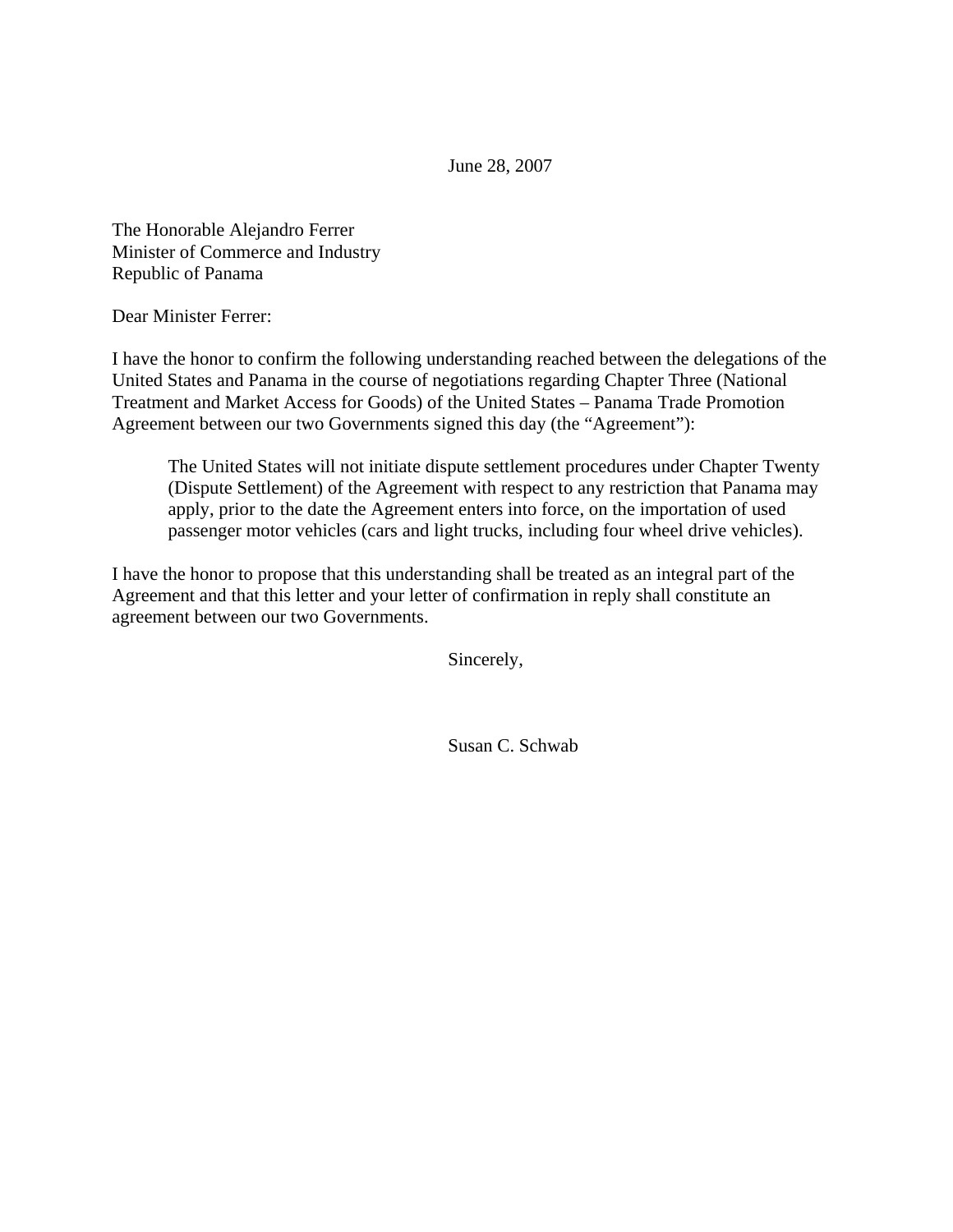June 28, 2007

The Honorable Alejandro Ferrer  
Minister of Commerce and Industry  
Republic of Panama

Dear Minister Ferrer:

I have the honor to confirm the following understanding reached between the delegations of the United States and Panama in the course of negotiations regarding Chapter Three (National Treatment and Market Access for Goods) of the United States – Panama Trade Promotion Agreement between our two Governments signed this day (the "Agreement"):

> The United States will not initiate dispute settlement procedures under Chapter Twenty (Dispute Settlement) of the Agreement with respect to any restriction that Panama may apply, prior to the date the Agreement enters into force, on the importation of used passenger motor vehicles (cars and light trucks, including four wheel drive vehicles).

I have the honor to propose that this understanding shall be treated as an integral part of the Agreement and that this letter and your letter of confirmation in reply shall constitute an agreement between our two Governments.

Sincerely,

Susan C. Schwab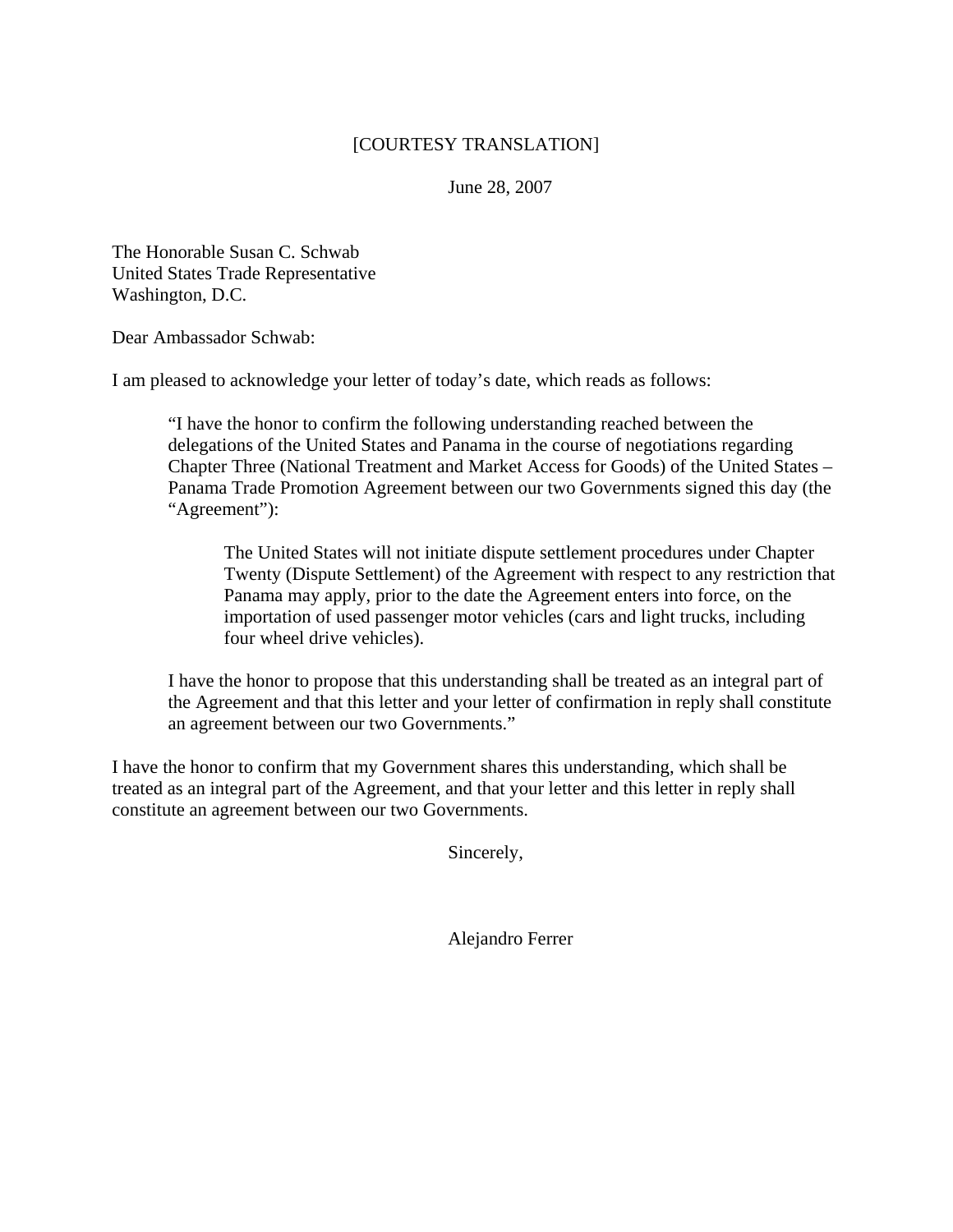[COURTESY TRANSLATION]

June 28, 2007

The Honorable Susan C. Schwab
United States Trade Representative
Washington, D.C.

Dear Ambassador Schwab:

I am pleased to acknowledge your letter of today's date, which reads as follows:

> "I have the honor to confirm the following understanding reached between the delegations of the United States and Panama in the course of negotiations regarding Chapter Three (National Treatment and Market Access for Goods) of the United States – Panama Trade Promotion Agreement between our two Governments signed this day (the "Agreement"):
>
> > The United States will not initiate dispute settlement procedures under Chapter Twenty (Dispute Settlement) of the Agreement with respect to any restriction that Panama may apply, prior to the date the Agreement enters into force, on the importation of used passenger motor vehicles (cars and light trucks, including four wheel drive vehicles).
>
> I have the honor to propose that this understanding shall be treated as an integral part of the Agreement and that this letter and your letter of confirmation in reply shall constitute an agreement between our two Governments."

I have the honor to confirm that my Government shares this understanding, which shall be treated as an integral part of the Agreement, and that your letter and this letter in reply shall constitute an agreement between our two Governments.

Sincerely,

Alejandro Ferrer